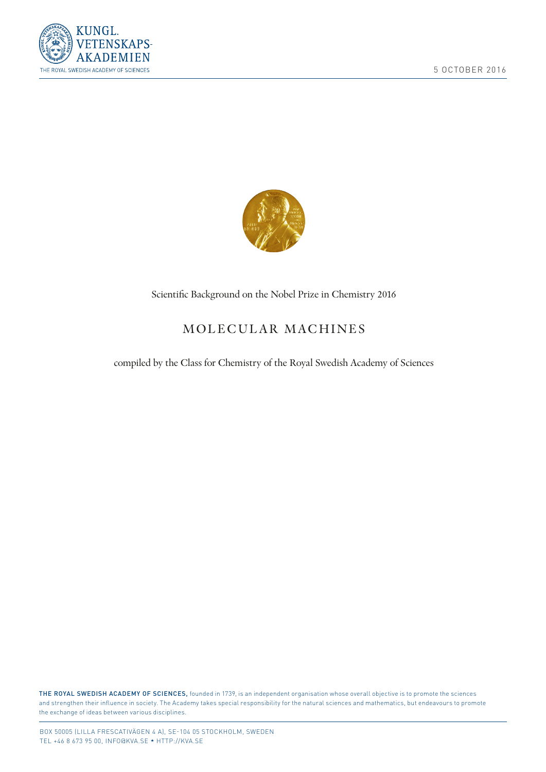KUNGL. VETENSKAPS-AKADEMIEN

THE ROYAL SWEDISH ACADEMY OF SCIENCES

5 OCTOBER 2016

Scientific Background on the Nobel Prize in Chemistry 2016

# MOLECULAR MACHINES

compiled by the Class for Chemistry of the Royal Swedish Academy of Sciences

**THE ROYAL SWEDISH ACADEMY OF SCIENCES,** founded in 1739, is an independent organisation whose overall objective is to promote the sciences and strengthen their influence in society. The Academy takes special responsibility for the natural sciences and mathematics, but endeavours to promote the exchange of ideas between various disciplines.

BOX 50005 (LILLA FRESCATIVÄGEN 4 A), SE-104 05 STOCKHOLM, SWEDEN
TEL +46 8 673 95 00, INFO@KVA.SE * HTTP://KVA.SE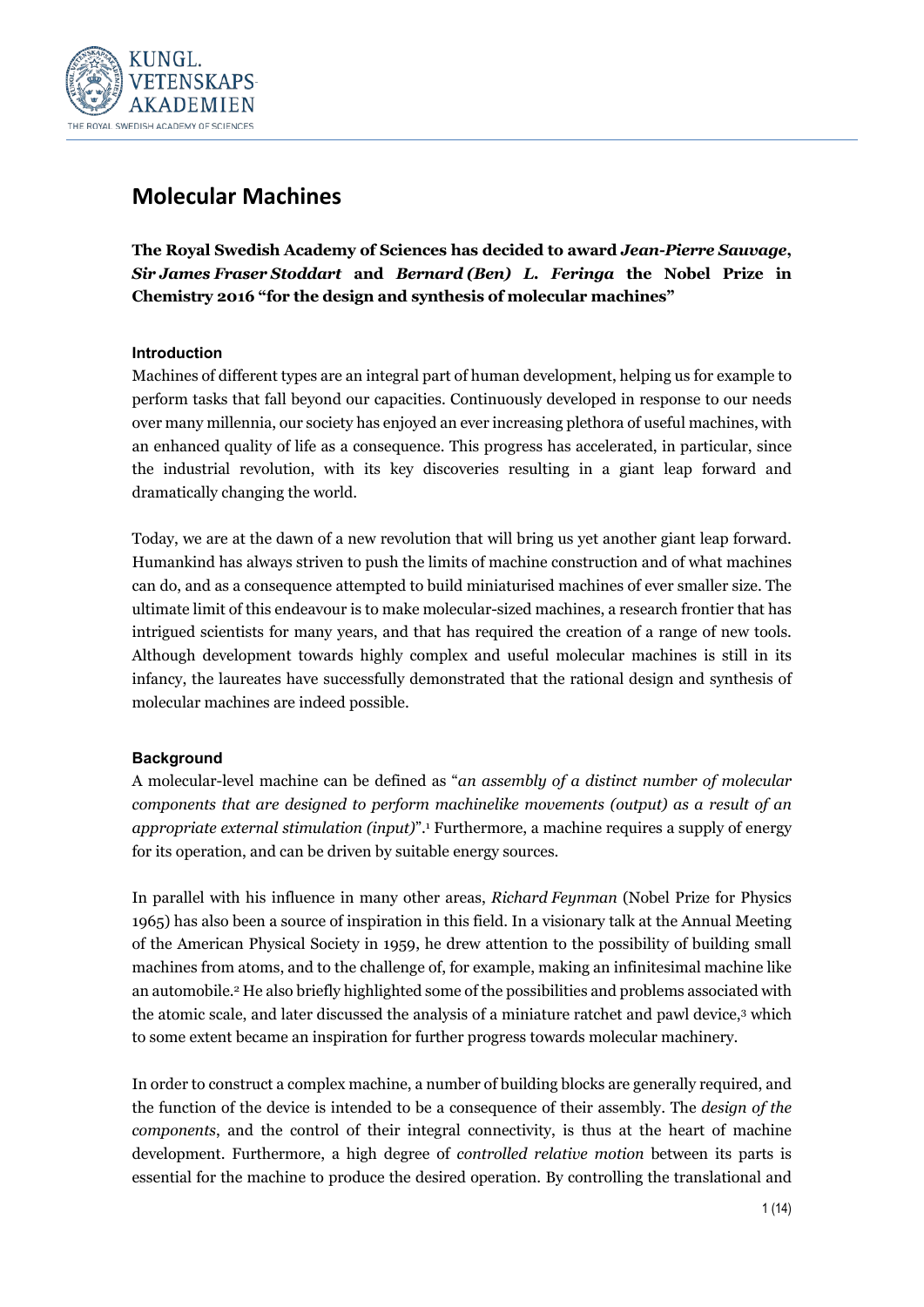# Molecular Machines

**The Royal Swedish Academy of Sciences has decided to award *Jean-Pierre Sauvage*, *Sir James Fraser Stoddart* and *Bernard (Ben) L. Feringa* the Nobel Prize in Chemistry 2016 "for the design and synthesis of molecular machines"**

### Introduction

Machines of different types are an integral part of human development, helping us for example to perform tasks that fall beyond our capacities. Continuously developed in response to our needs over many millennia, our society has enjoyed an ever increasing plethora of useful machines, with an enhanced quality of life as a consequence. This progress has accelerated, in particular, since the industrial revolution, with its key discoveries resulting in a giant leap forward and dramatically changing the world.

Today, we are at the dawn of a new revolution that will bring us yet another giant leap forward. Humankind has always striven to push the limits of machine construction and of what machines can do, and as a consequence attempted to build miniaturised machines of ever smaller size. The ultimate limit of this endeavour is to make molecular-sized machines, a research frontier that has intrigued scientists for many years, and that has required the creation of a range of new tools. Although development towards highly complex and useful molecular machines is still in its infancy, the laureates have successfully demonstrated that the rational design and synthesis of molecular machines are indeed possible.

### Background

A molecular-level machine can be defined as "*an assembly of a distinct number of molecular components that are designed to perform machinelike movements (output) as a result of an appropriate external stimulation (input)*".[1] Furthermore, a machine requires a supply of energy for its operation, and can be driven by suitable energy sources.

In parallel with his influence in many other areas, *Richard Feynman* (Nobel Prize for Physics 1965) has also been a source of inspiration in this field. In a visionary talk at the Annual Meeting of the American Physical Society in 1959, he drew attention to the possibility of building small machines from atoms, and to the challenge of, for example, making an infinitesimal machine like an automobile.[2] He also briefly highlighted some of the possibilities and problems associated with the atomic scale, and later discussed the analysis of a miniature ratchet and pawl device,[3] which to some extent became an inspiration for further progress towards molecular machinery.

In order to construct a complex machine, a number of building blocks are generally required, and the function of the device is intended to be a consequence of their assembly. The *design of the components*, and the control of their integral connectivity, is thus at the heart of machine development. Furthermore, a high degree of *controlled relative motion* between its parts is essential for the machine to produce the desired operation. By controlling the translational and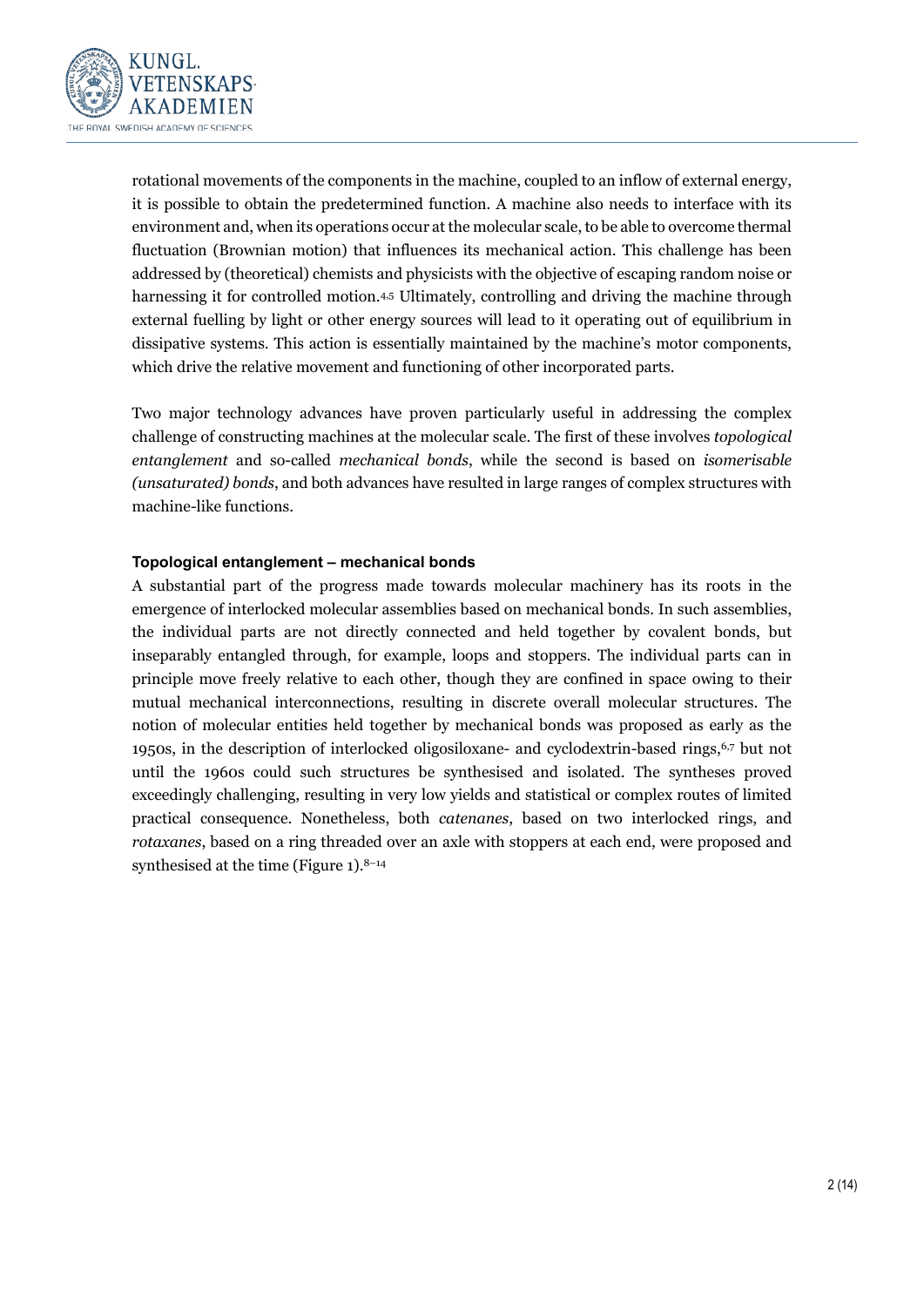rotational movements of the components in the machine, coupled to an inflow of external energy, it is possible to obtain the predetermined function. A machine also needs to interface with its environment and, when its operations occur at the molecular scale, to be able to overcome thermal fluctuation (Brownian motion) that influences its mechanical action. This challenge has been addressed by (theoretical) chemists and physicists with the objective of escaping random noise or harnessing it for controlled motion.[4,5] Ultimately, controlling and driving the machine through external fuelling by light or other energy sources will lead to it operating out of equilibrium in dissipative systems. This action is essentially maintained by the machine's motor components, which drive the relative movement and functioning of other incorporated parts.

Two major technology advances have proven particularly useful in addressing the complex challenge of constructing machines at the molecular scale. The first of these involves *topological entanglement* and so-called *mechanical bonds*, while the second is based on *isomerisable (unsaturated) bonds*, and both advances have resulted in large ranges of complex structures with machine-like functions.

### Topological entanglement – mechanical bonds

A substantial part of the progress made towards molecular machinery has its roots in the emergence of interlocked molecular assemblies based on mechanical bonds. In such assemblies, the individual parts are not directly connected and held together by covalent bonds, but inseparably entangled through, for example, loops and stoppers. The individual parts can in principle move freely relative to each other, though they are confined in space owing to their mutual mechanical interconnections, resulting in discrete overall molecular structures. The notion of molecular entities held together by mechanical bonds was proposed as early as the 1950s, in the description of interlocked oligosiloxane- and cyclodextrin-based rings,[6,7] but not until the 1960s could such structures be synthesised and isolated. The syntheses proved exceedingly challenging, resulting in very low yields and statistical or complex routes of limited practical consequence. Nonetheless, both *catenanes*, based on two interlocked rings, and *rotaxanes*, based on a ring threaded over an axle with stoppers at each end, were proposed and synthesised at the time (Figure 1).[8–14]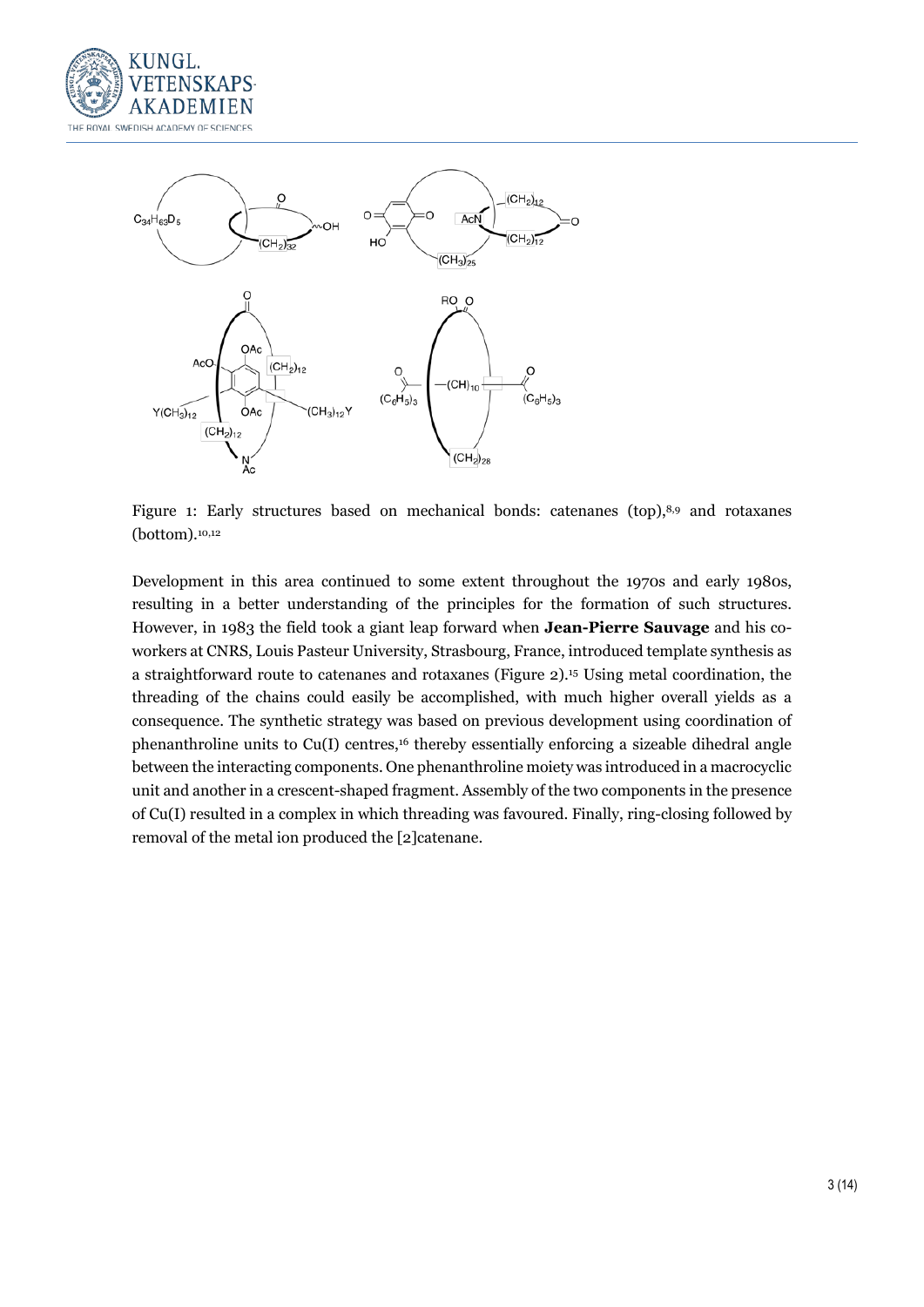Figure 1: Early structures based on mechanical bonds: catenanes (top),[8,9] and rotaxanes (bottom).[10,12]

Development in this area continued to some extent throughout the 1970s and early 1980s, resulting in a better understanding of the principles for the formation of such structures. However, in 1983 the field took a giant leap forward when **Jean-Pierre Sauvage** and his co-workers at CNRS, Louis Pasteur University, Strasbourg, France, introduced template synthesis as a straightforward route to catenanes and rotaxanes (Figure 2).[15] Using metal coordination, the threading of the chains could easily be accomplished, with much higher overall yields as a consequence. The synthetic strategy was based on previous development using coordination of phenanthroline units to Cu(I) centres,[16] thereby essentially enforcing a sizeable dihedral angle between the interacting components. One phenanthroline moiety was introduced in a macrocyclic unit and another in a crescent-shaped fragment. Assembly of the two components in the presence of Cu(I) resulted in a complex in which threading was favoured. Finally, ring-closing followed by removal of the metal ion produced the [2]catenane.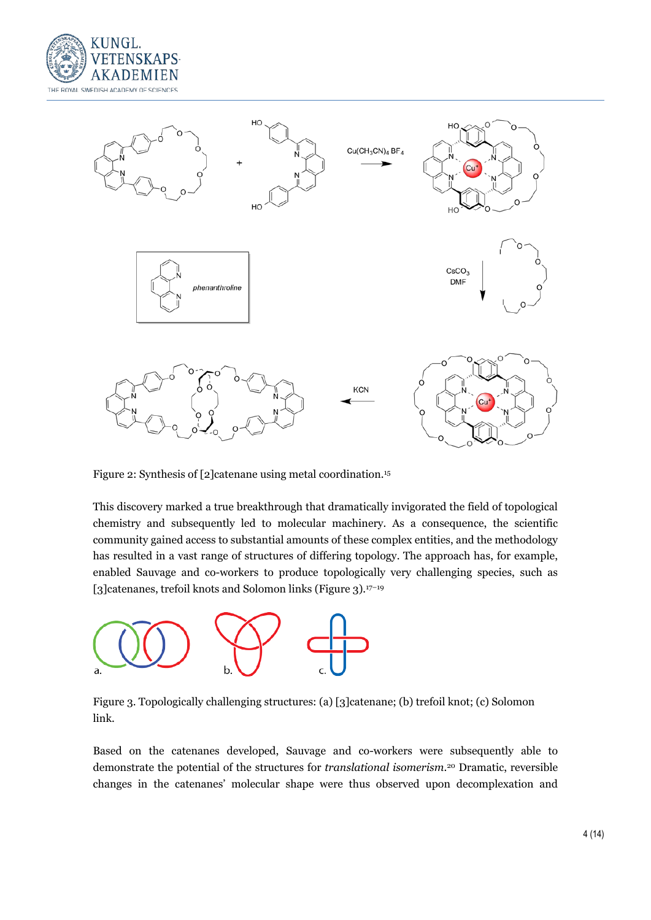Figure 2: Synthesis of [2]catenane using metal coordination.[15]

This discovery marked a true breakthrough that dramatically invigorated the field of topological chemistry and subsequently led to molecular machinery. As a consequence, the scientific community gained access to substantial amounts of these complex entities, and the methodology has resulted in a vast range of structures of differing topology. The approach has, for example, enabled Sauvage and co-workers to produce topologically very challenging species, such as [3]catenanes, trefoil knots and Solomon links (Figure 3).[17–19]

Figure 3. Topologically challenging structures: (a) [3]catenane; (b) trefoil knot; (c) Solomon link.

Based on the catenanes developed, Sauvage and co-workers were subsequently able to demonstrate the potential of the structures for *translational isomerism*.[20] Dramatic, reversible changes in the catenanes' molecular shape were thus observed upon decomplexation and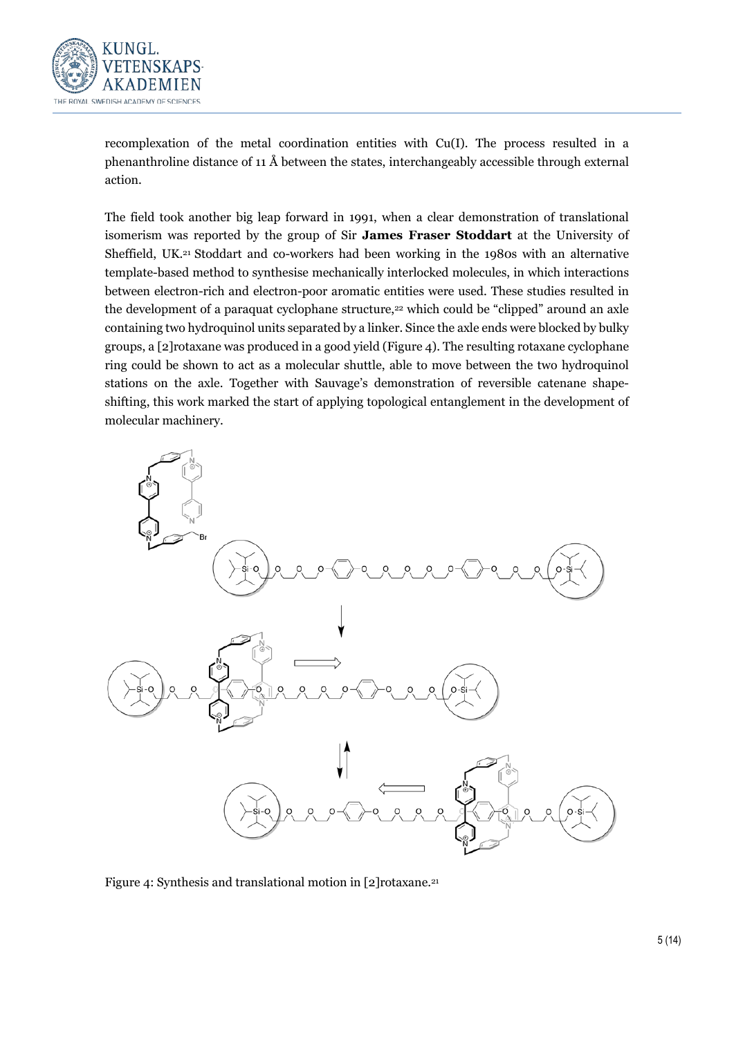recomplexation of the metal coordination entities with Cu(I). The process resulted in a phenanthroline distance of 11 Å between the states, interchangeably accessible through external action.

The field took another big leap forward in 1991, when a clear demonstration of translational isomerism was reported by the group of Sir **James Fraser Stoddart** at the University of Sheffield, UK.[21] Stoddart and co-workers had been working in the 1980s with an alternative template-based method to synthesise mechanically interlocked molecules, in which interactions between electron-rich and electron-poor aromatic entities were used. These studies resulted in the development of a paraquat cyclophane structure,[22] which could be "clipped" around an axle containing two hydroquinol units separated by a linker. Since the axle ends were blocked by bulky groups, a [2]rotaxane was produced in a good yield (Figure 4). The resulting rotaxane cyclophane ring could be shown to act as a molecular shuttle, able to move between the two hydroquinol stations on the axle. Together with Sauvage's demonstration of reversible catenane shape-shifting, this work marked the start of applying topological entanglement in the development of molecular machinery.

Figure 4: Synthesis and translational motion in [2]rotaxane.[21]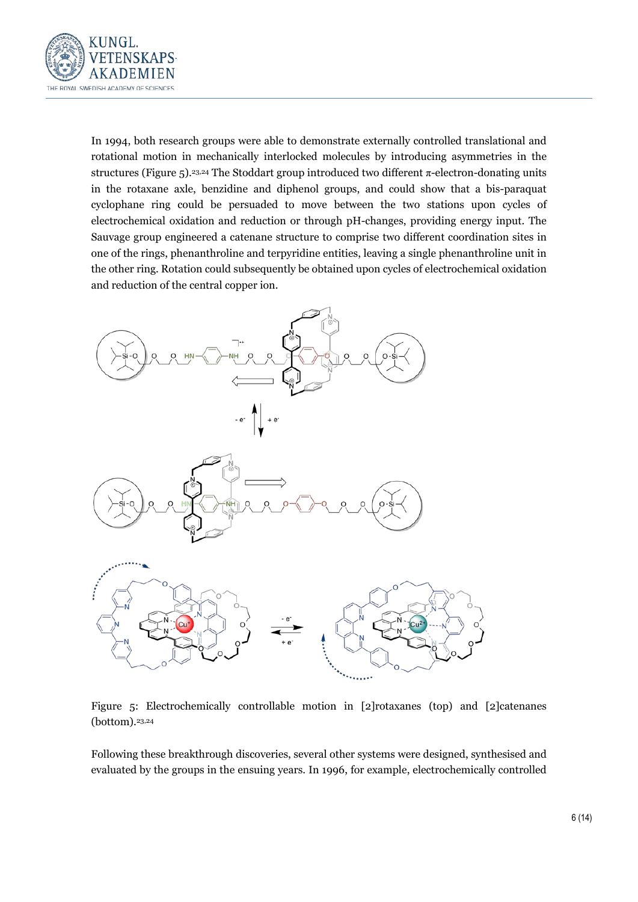In 1994, both research groups were able to demonstrate externally controlled translational and rotational motion in mechanically interlocked molecules by introducing asymmetries in the structures (Figure 5).[23,24] The Stoddart group introduced two different π-electron-donating units in the rotaxane axle, benzidine and diphenol groups, and could show that a bis-paraquat cyclophane ring could be persuaded to move between the two stations upon cycles of electrochemical oxidation and reduction or through pH-changes, providing energy input. The Sauvage group engineered a catenane structure to comprise two different coordination sites in one of the rings, phenanthroline and terpyridine entities, leaving a single phenanthroline unit in the other ring. Rotation could subsequently be obtained upon cycles of electrochemical oxidation and reduction of the central copper ion.

Figure 5: Electrochemically controllable motion in [2]rotaxanes (top) and [2]catenanes (bottom).[23,24]

Following these breakthrough discoveries, several other systems were designed, synthesised and evaluated by the groups in the ensuing years. In 1996, for example, electrochemically controlled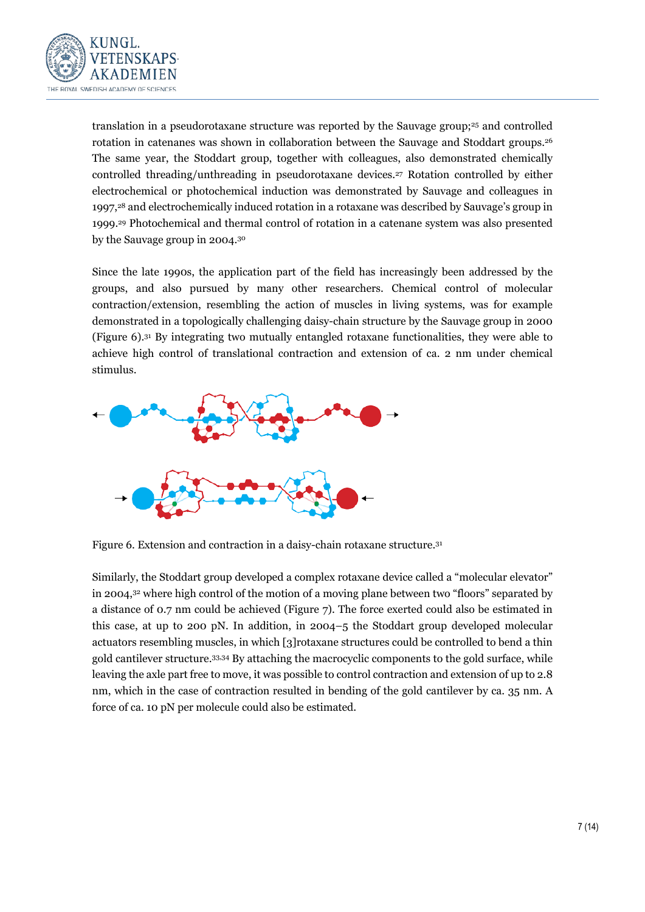translation in a pseudorotaxane structure was reported by the Sauvage group;[25] and controlled rotation in catenanes was shown in collaboration between the Sauvage and Stoddart groups.[26] The same year, the Stoddart group, together with colleagues, also demonstrated chemically controlled threading/unthreading in pseudorotaxane devices.[27] Rotation controlled by either electrochemical or photochemical induction was demonstrated by Sauvage and colleagues in 1997,[28] and electrochemically induced rotation in a rotaxane was described by Sauvage's group in 1999.[29] Photochemical and thermal control of rotation in a catenane system was also presented by the Sauvage group in 2004.[30]

Since the late 1990s, the application part of the field has increasingly been addressed by the groups, and also pursued by many other researchers. Chemical control of molecular contraction/extension, resembling the action of muscles in living systems, was for example demonstrated in a topologically challenging daisy-chain structure by the Sauvage group in 2000 (Figure 6).[31] By integrating two mutually entangled rotaxane functionalities, they were able to achieve high control of translational contraction and extension of ca. 2 nm under chemical stimulus.

Figure 6. Extension and contraction in a daisy-chain rotaxane structure.[31]

Similarly, the Stoddart group developed a complex rotaxane device called a "molecular elevator" in 2004,[32] where high control of the motion of a moving plane between two "floors" separated by a distance of 0.7 nm could be achieved (Figure 7). The force exerted could also be estimated in this case, at up to 200 pN. In addition, in 2004–5 the Stoddart group developed molecular actuators resembling muscles, in which [3]rotaxane structures could be controlled to bend a thin gold cantilever structure.[33,34] By attaching the macrocyclic components to the gold surface, while leaving the axle part free to move, it was possible to control contraction and extension of up to 2.8 nm, which in the case of contraction resulted in bending of the gold cantilever by ca. 35 nm. A force of ca. 10 pN per molecule could also be estimated.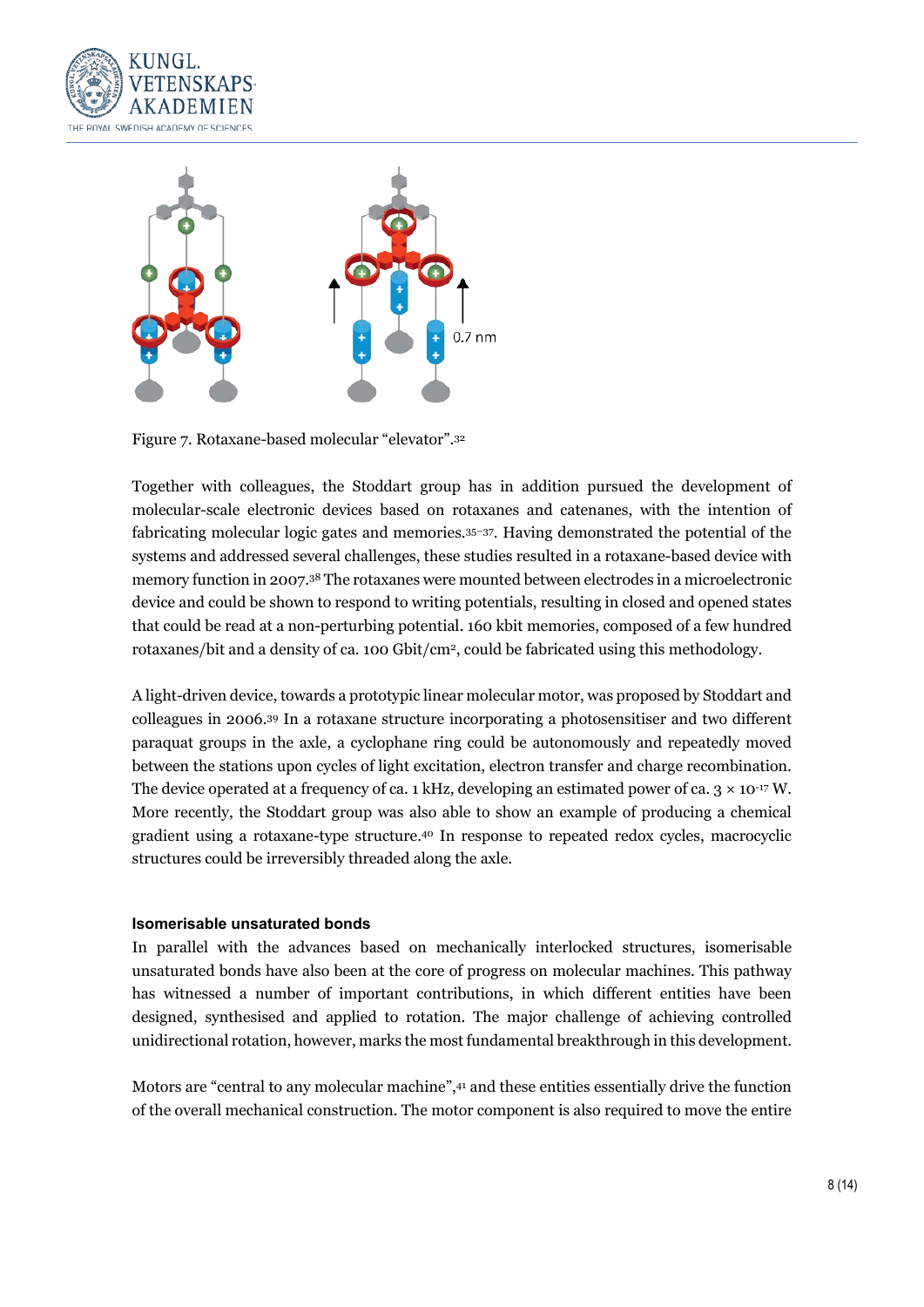Figure 7. Rotaxane-based molecular "elevator".[32]

Together with colleagues, the Stoddart group has in addition pursued the development of molecular-scale electronic devices based on rotaxanes and catenanes, with the intention of fabricating molecular logic gates and memories.[35–37]. Having demonstrated the potential of the systems and addressed several challenges, these studies resulted in a rotaxane-based device with memory function in 2007.[38] The rotaxanes were mounted between electrodes in a microelectronic device and could be shown to respond to writing potentials, resulting in closed and opened states that could be read at a non-perturbing potential. 160 kbit memories, composed of a few hundred rotaxanes/bit and a density of ca. 100 Gbit/cm$^2$, could be fabricated using this methodology.

A light-driven device, towards a prototypic linear molecular motor, was proposed by Stoddart and colleagues in 2006.[39] In a rotaxane structure incorporating a photosensitiser and two different paraquat groups in the axle, a cyclophane ring could be autonomously and repeatedly moved between the stations upon cycles of light excitation, electron transfer and charge recombination. The device operated at a frequency of ca. 1 kHz, developing an estimated power of ca. $3 \times 10^{-17}$ W. More recently, the Stoddart group was also able to show an example of producing a chemical gradient using a rotaxane-type structure.[40] In response to repeated redox cycles, macrocyclic structures could be irreversibly threaded along the axle.

#### Isomerisable unsaturated bonds

In parallel with the advances based on mechanically interlocked structures, isomerisable unsaturated bonds have also been at the core of progress on molecular machines. This pathway has witnessed a number of important contributions, in which different entities have been designed, synthesised and applied to rotation. The major challenge of achieving controlled unidirectional rotation, however, marks the most fundamental breakthrough in this development.

Motors are "central to any molecular machine",[41] and these entities essentially drive the function of the overall mechanical construction. The motor component is also required to move the entire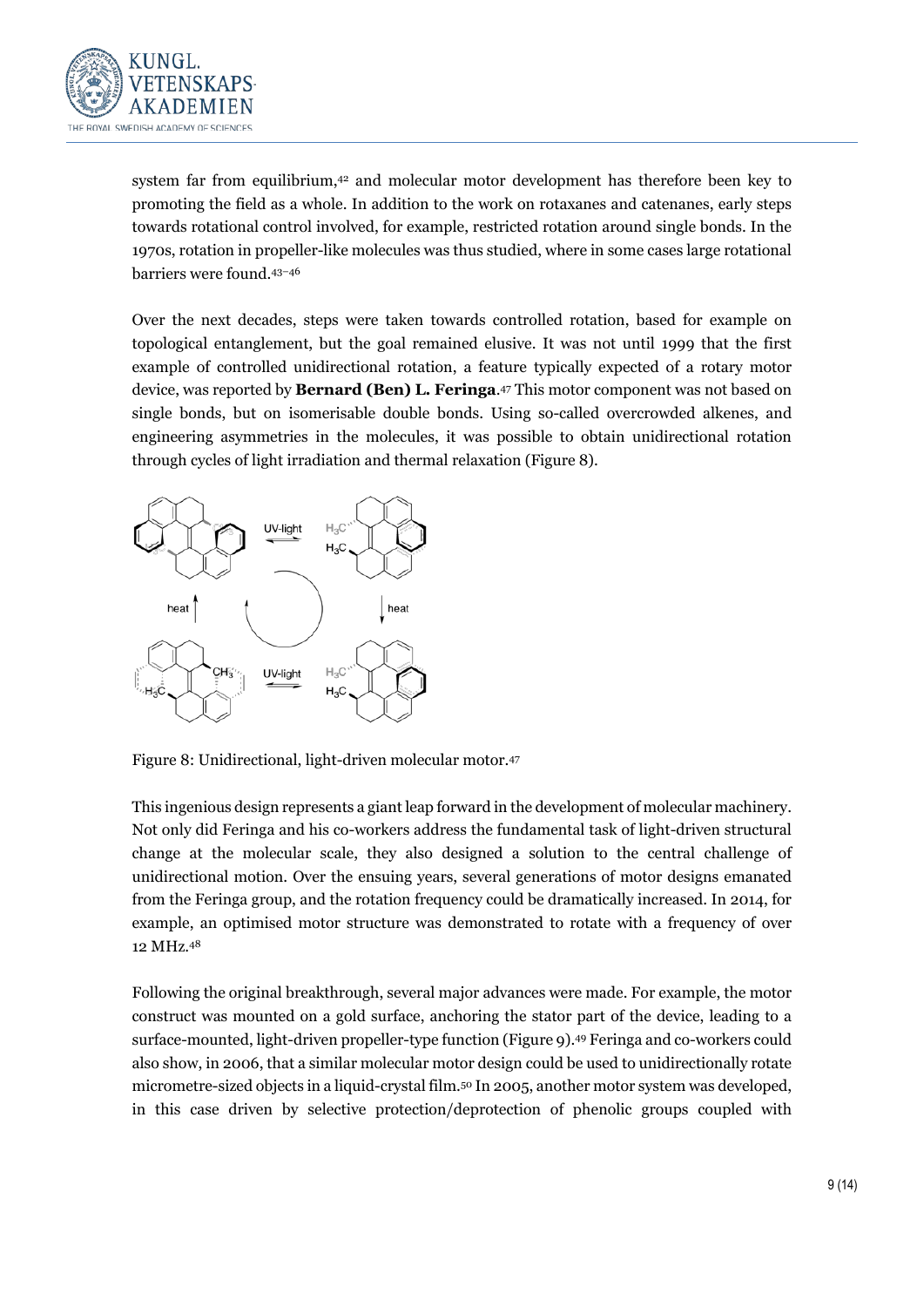system far from equilibrium,[42] and molecular motor development has therefore been key to promoting the field as a whole. In addition to the work on rotaxanes and catenanes, early steps towards rotational control involved, for example, restricted rotation around single bonds. In the 1970s, rotation in propeller-like molecules was thus studied, where in some cases large rotational barriers were found.[43–46]

Over the next decades, steps were taken towards controlled rotation, based for example on topological entanglement, but the goal remained elusive. It was not until 1999 that the first example of controlled unidirectional rotation, a feature typically expected of a rotary motor device, was reported by **Bernard (Ben) L. Feringa**.[47] This motor component was not based on single bonds, but on isomerisable double bonds. Using so-called overcrowded alkenes, and engineering asymmetries in the molecules, it was possible to obtain unidirectional rotation through cycles of light irradiation and thermal relaxation (Figure 8).

Figure 8: Unidirectional, light-driven molecular motor.[47]

This ingenious design represents a giant leap forward in the development of molecular machinery. Not only did Feringa and his co-workers address the fundamental task of light-driven structural change at the molecular scale, they also designed a solution to the central challenge of unidirectional motion. Over the ensuing years, several generations of motor designs emanated from the Feringa group, and the rotation frequency could be dramatically increased. In 2014, for example, an optimised motor structure was demonstrated to rotate with a frequency of over 12 MHz.[48]

Following the original breakthrough, several major advances were made. For example, the motor construct was mounted on a gold surface, anchoring the stator part of the device, leading to a surface-mounted, light-driven propeller-type function (Figure 9).[49] Feringa and co-workers could also show, in 2006, that a similar molecular motor design could be used to unidirectionally rotate micrometre-sized objects in a liquid-crystal film.[50] In 2005, another motor system was developed, in this case driven by selective protection/deprotection of phenolic groups coupled with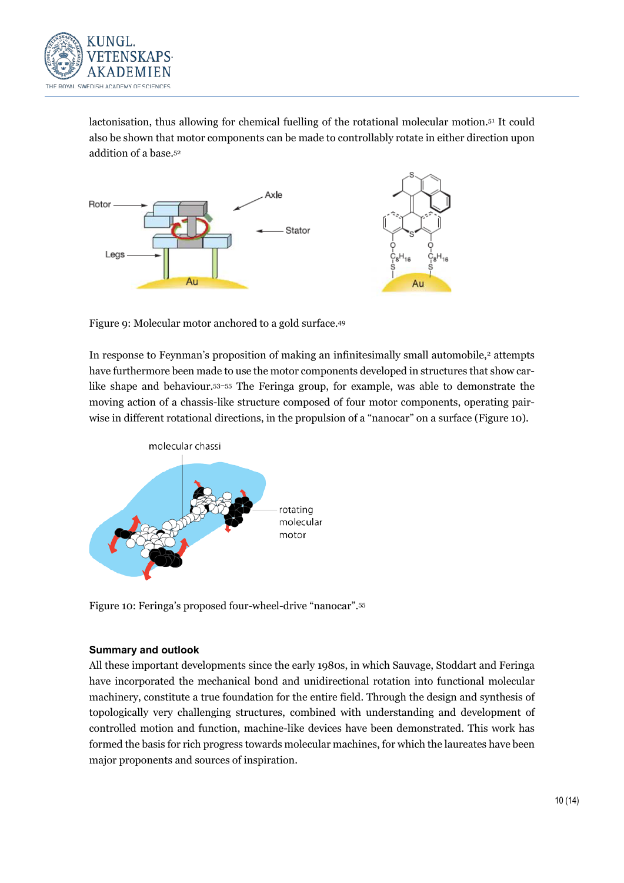lactonisation, thus allowing for chemical fuelling of the rotational molecular motion.[51] It could also be shown that motor components can be made to controllably rotate in either direction upon addition of a base.[52]

Figure 9: Molecular motor anchored to a gold surface.[49]

In response to Feynman's proposition of making an infinitesimally small automobile,[2] attempts have furthermore been made to use the motor components developed in structures that show car-like shape and behaviour.[53–55] The Feringa group, for example, was able to demonstrate the moving action of a chassis-like structure composed of four motor components, operating pair-wise in different rotational directions, in the propulsion of a "nanocar" on a surface (Figure 10).

Figure 10: Feringa's proposed four-wheel-drive "nanocar".[55]

### Summary and outlook

All these important developments since the early 1980s, in which Sauvage, Stoddart and Feringa have incorporated the mechanical bond and unidirectional rotation into functional molecular machinery, constitute a true foundation for the entire field. Through the design and synthesis of topologically very challenging structures, combined with understanding and development of controlled motion and function, machine-like devices have been demonstrated. This work has formed the basis for rich progress towards molecular machines, for which the laureates have been major proponents and sources of inspiration.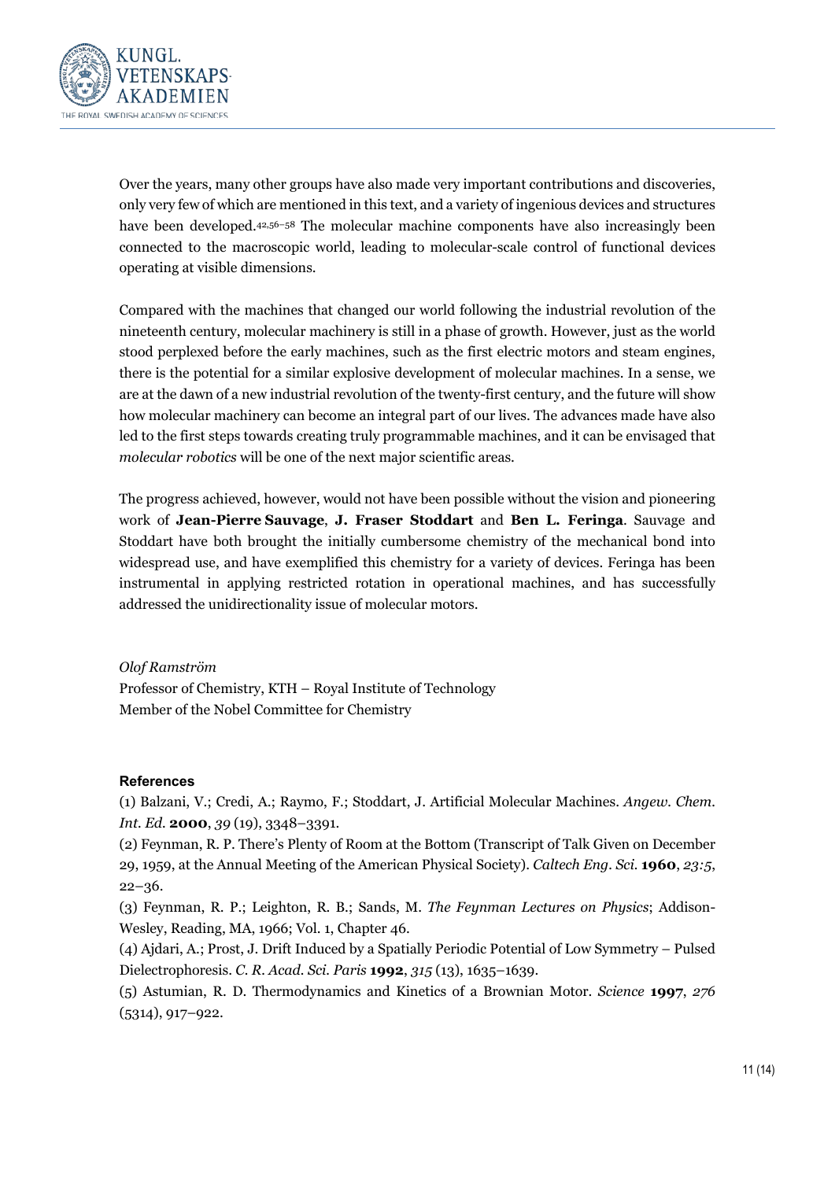Over the years, many other groups have also made very important contributions and discoveries, only very few of which are mentioned in this text, and a variety of ingenious devices and structures have been developed.[42,56–58] The molecular machine components have also increasingly been connected to the macroscopic world, leading to molecular-scale control of functional devices operating at visible dimensions.

Compared with the machines that changed our world following the industrial revolution of the nineteenth century, molecular machinery is still in a phase of growth. However, just as the world stood perplexed before the early machines, such as the first electric motors and steam engines, there is the potential for a similar explosive development of molecular machines. In a sense, we are at the dawn of a new industrial revolution of the twenty-first century, and the future will show how molecular machinery can become an integral part of our lives. The advances made have also led to the first steps towards creating truly programmable machines, and it can be envisaged that *molecular robotics* will be one of the next major scientific areas.

The progress achieved, however, would not have been possible without the vision and pioneering work of **Jean-Pierre Sauvage**, **J. Fraser Stoddart** and **Ben L. Feringa**. Sauvage and Stoddart have both brought the initially cumbersome chemistry of the mechanical bond into widespread use, and have exemplified this chemistry for a variety of devices. Feringa has been instrumental in applying restricted rotation in operational machines, and has successfully addressed the unidirectionality issue of molecular motors.

*Olof Ramström*
Professor of Chemistry, KTH – Royal Institute of Technology
Member of the Nobel Committee for Chemistry

### References

(1) Balzani, V.; Credi, A.; Raymo, F.; Stoddart, J. Artificial Molecular Machines. *Angew. Chem. Int. Ed.* **2000**, *39* (19), 3348–3391.

(2) Feynman, R. P. There's Plenty of Room at the Bottom (Transcript of Talk Given on December 29, 1959, at the Annual Meeting of the American Physical Society). *Caltech Eng. Sci.* **1960**, *23:5*, 22–36.

(3) Feynman, R. P.; Leighton, R. B.; Sands, M. *The Feynman Lectures on Physics*; Addison-Wesley, Reading, MA, 1966; Vol. 1, Chapter 46.

(4) Ajdari, A.; Prost, J. Drift Induced by a Spatially Periodic Potential of Low Symmetry – Pulsed Dielectrophoresis. *C. R. Acad. Sci. Paris* **1992**, *315* (13), 1635–1639.

(5) Astumian, R. D. Thermodynamics and Kinetics of a Brownian Motor. *Science* **1997**, *276* (5314), 917–922.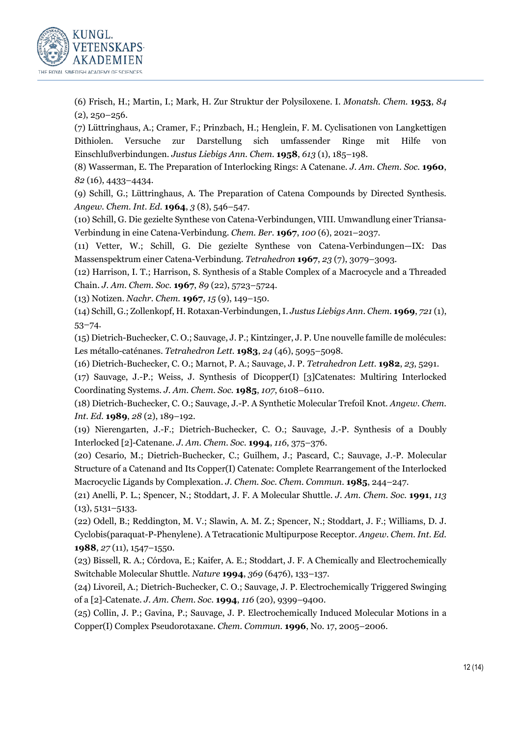(6) Frisch, H.; Martin, I.; Mark, H. Zur Struktur der Polysiloxene. I. *Monatsh. Chem.* **1953**, *84* (2), 250–256.

(7) Lüttringhaus, A.; Cramer, F.; Prinzbach, H.; Henglein, F. M. Cyclisationen von Langkettigen Dithiolen. Versuche zur Darstellung sich umfassender Ringe mit Hilfe von Einschlußverbindungen. *Justus Liebigs Ann. Chem.* **1958**, *613* (1), 185–198.

(8) Wasserman, E. The Preparation of Interlocking Rings: A Catenane. *J. Am. Chem. Soc.* **1960**, *82* (16), 4433–4434.

(9) Schill, G.; Lüttringhaus, A. The Preparation of Catena Compounds by Directed Synthesis. *Angew. Chem. Int. Ed.* **1964**, *3* (8), 546–547.

(10) Schill, G. Die gezielte Synthese von Catena-Verbindungen, VIII. Umwandlung einer Triansa-Verbindung in eine Catena-Verbindung. *Chem. Ber.* **1967**, *100* (6), 2021–2037.

(11) Vetter, W.; Schill, G. Die gezielte Synthese von Catena-Verbindungen—IX: Das Massenspektrum einer Catena-Verbindung. *Tetrahedron* **1967**, *23* (7), 3079–3093.

(12) Harrison, I. T.; Harrison, S. Synthesis of a Stable Complex of a Macrocycle and a Threaded Chain. *J. Am. Chem. Soc.* **1967**, *89* (22), 5723–5724.

(13) Notizen. *Nachr. Chem.* **1967**, *15* (9), 149–150.

(14) Schill, G.; Zollenkopf, H. Rotaxan-Verbindungen, I. *Justus Liebigs Ann. Chem.* **1969**, *721* (1), 53–74.

(15) Dietrich-Buchecker, C. O.; Sauvage, J. P.; Kintzinger, J. P. Une nouvelle famille de molécules: Les métallo-caténanes. *Tetrahedron Lett.* **1983**, *24* (46), 5095–5098.

(16) Dietrich-Buchecker, C. O.; Marnot, P. A.; Sauvage, J. P. *Tetrahedron Lett.* **1982**, *23*, 5291.

(17) Sauvage, J.-P.; Weiss, J. Synthesis of Dicopper(I) [3]Catenates: Multiring Interlocked Coordinating Systems. *J. Am. Chem. Soc.* **1985**, *107*, 6108–6110.

(18) Dietrich-Buchecker, C. O.; Sauvage, J.-P. A Synthetic Molecular Trefoil Knot. *Angew. Chem. Int. Ed.* **1989**, *28* (2), 189–192.

(19) Nierengarten, J.-F.; Dietrich-Buchecker, C. O.; Sauvage, J.-P. Synthesis of a Doubly Interlocked [2]-Catenane. *J. Am. Chem. Soc.* **1994**, *116*, 375–376.

(20) Cesario, M.; Dietrich-Buchecker, C.; Guilhem, J.; Pascard, C.; Sauvage, J.-P. Molecular Structure of a Catenand and Its Copper(I) Catenate: Complete Rearrangement of the Interlocked Macrocyclic Ligands by Complexation. *J. Chem. Soc. Chem. Commun.* **1985**, 244–247.

(21) Anelli, P. L.; Spencer, N.; Stoddart, J. F. A Molecular Shuttle. *J. Am. Chem. Soc.* **1991**, *113* (13), 5131–5133.

(22) Odell, B.; Reddington, M. V.; Slawin, A. M. Z.; Spencer, N.; Stoddart, J. F.; Williams, D. J. Cyclobis(paraquat-P-Phenylene). A Tetracationic Multipurpose Receptor. *Angew. Chem. Int. Ed.* **1988**, *27* (11), 1547–1550.

(23) Bissell, R. A.; Córdova, E.; Kaifer, A. E.; Stoddart, J. F. A Chemically and Electrochemically Switchable Molecular Shuttle. *Nature* **1994**, *369* (6476), 133–137.

(24) Livoreil, A.; Dietrich-Buchecker, C. O.; Sauvage, J. P. Electrochemically Triggered Swinging of a [2]-Catenate. *J. Am. Chem. Soc.* **1994**, *116* (20), 9399–9400.

(25) Collin, J. P.; Gavina, P.; Sauvage, J. P. Electrochemically Induced Molecular Motions in a Copper(I) Complex Pseudorotaxane. *Chem. Commun.* **1996**, No. 17, 2005–2006.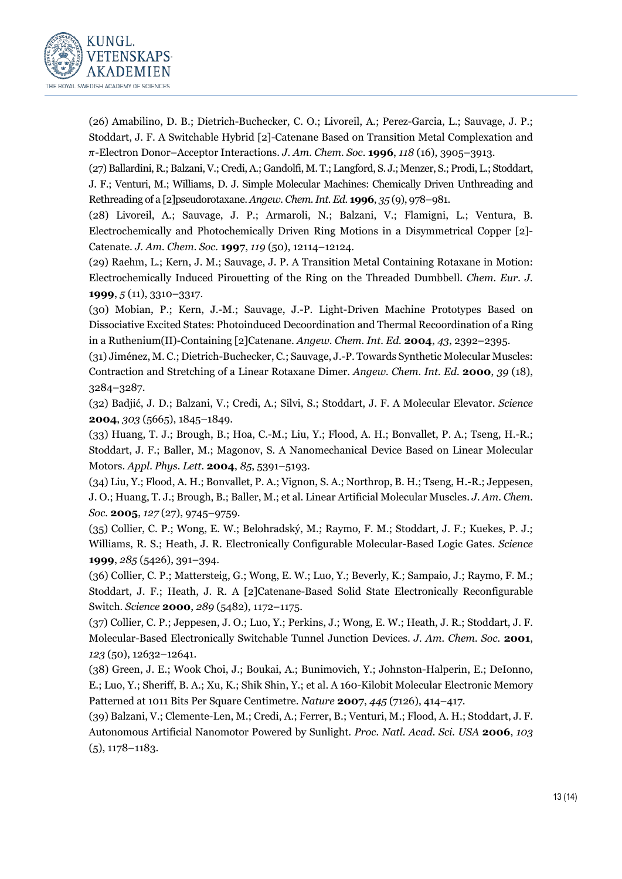(26) Amabilino, D. B.; Dietrich-Buchecker, C. O.; Livoreil, A.; Perez-Garcia, L.; Sauvage, J. P.; Stoddart, J. F. A Switchable Hybrid [2]-Catenane Based on Transition Metal Complexation and $\pi$-Electron Donor–Acceptor Interactions. *J. Am. Chem. Soc.* **1996**, *118* (16), 3905–3913.

(27) Ballardini, R.; Balzani, V.; Credi, A.; Gandolfi, M. T.; Langford, S. J.; Menzer, S.; Prodi, L.; Stoddart, J. F.; Venturi, M.; Williams, D. J. Simple Molecular Machines: Chemically Driven Unthreading and Rethreading of a [2]pseudorotaxane. *Angew. Chem. Int. Ed.* **1996**, *35* (9), 978–981.

(28) Livoreil, A.; Sauvage, J. P.; Armaroli, N.; Balzani, V.; Flamigni, L.; Ventura, B. Electrochemically and Photochemically Driven Ring Motions in a Disymmetrical Copper [2]-Catenate. *J. Am. Chem. Soc.* **1997**, *119* (50), 12114–12124.

(29) Raehm, L.; Kern, J. M.; Sauvage, J. P. A Transition Metal Containing Rotaxane in Motion: Electrochemically Induced Pirouetting of the Ring on the Threaded Dumbbell. *Chem. Eur. J.* **1999**, *5* (11), 3310–3317.

(30) Mobian, P.; Kern, J.-M.; Sauvage, J.-P. Light-Driven Machine Prototypes Based on Dissociative Excited States: Photoinduced Decoordination and Thermal Recoordination of a Ring in a Ruthenium(II)-Containing [2]Catenane. *Angew. Chem. Int. Ed.* **2004**, *43*, 2392–2395.

(31) Jiménez, M. C.; Dietrich-Buchecker, C.; Sauvage, J.-P. Towards Synthetic Molecular Muscles: Contraction and Stretching of a Linear Rotaxane Dimer. *Angew. Chem. Int. Ed.* **2000**, *39* (18), 3284–3287.

(32) Badjić, J. D.; Balzani, V.; Credi, A.; Silvi, S.; Stoddart, J. F. A Molecular Elevator. *Science* **2004**, *303* (5665), 1845–1849.

(33) Huang, T. J.; Brough, B.; Hoa, C.-M.; Liu, Y.; Flood, A. H.; Bonvallet, P. A.; Tseng, H.-R.; Stoddart, J. F.; Baller, M.; Magonov, S. A Nanomechanical Device Based on Linear Molecular Motors. *Appl. Phys. Lett.* **2004**, *85*, 5391–5193.

(34) Liu, Y.; Flood, A. H.; Bonvallet, P. A.; Vignon, S. A.; Northrop, B. H.; Tseng, H.-R.; Jeppesen, J. O.; Huang, T. J.; Brough, B.; Baller, M.; et al. Linear Artificial Molecular Muscles. *J. Am. Chem. Soc.* **2005**, *127* (27), 9745–9759.

(35) Collier, C. P.; Wong, E. W.; Belohradský, M.; Raymo, F. M.; Stoddart, J. F.; Kuekes, P. J.; Williams, R. S.; Heath, J. R. Electronically Configurable Molecular-Based Logic Gates. *Science* **1999**, *285* (5426), 391–394.

(36) Collier, C. P.; Mattersteig, G.; Wong, E. W.; Luo, Y.; Beverly, K.; Sampaio, J.; Raymo, F. M.; Stoddart, J. F.; Heath, J. R. A [2]Catenane-Based Solid State Electronically Reconfigurable Switch. *Science* **2000**, *289* (5482), 1172–1175.

(37) Collier, C. P.; Jeppesen, J. O.; Luo, Y.; Perkins, J.; Wong, E. W.; Heath, J. R.; Stoddart, J. F. Molecular-Based Electronically Switchable Tunnel Junction Devices. *J. Am. Chem. Soc.* **2001**, *123* (50), 12632–12641.

(38) Green, J. E.; Wook Choi, J.; Boukai, A.; Bunimovich, Y.; Johnston-Halperin, E.; DeIonno, E.; Luo, Y.; Sheriff, B. A.; Xu, K.; Shik Shin, Y.; et al. A 160-Kilobit Molecular Electronic Memory Patterned at 1011 Bits Per Square Centimetre. *Nature* **2007**, *445* (7126), 414–417.

(39) Balzani, V.; Clemente-Len, M.; Credi, A.; Ferrer, B.; Venturi, M.; Flood, A. H.; Stoddart, J. F. Autonomous Artificial Nanomotor Powered by Sunlight. *Proc. Natl. Acad. Sci. USA* **2006**, *103* (5), 1178–1183.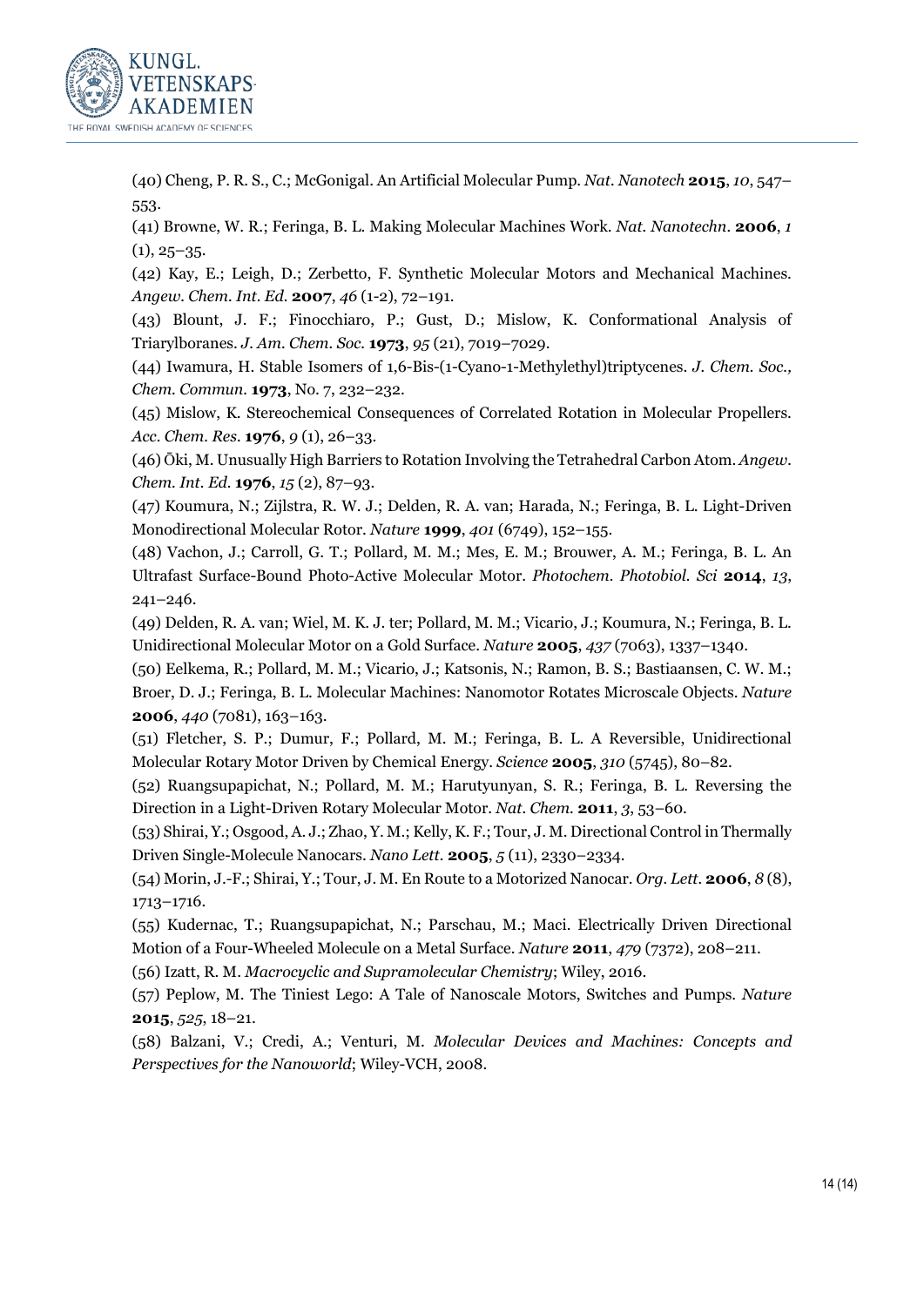(40) Cheng, P. R. S., C.; McGonigal. An Artificial Molecular Pump. *Nat. Nanotech* **2015**, *10*, 547–553.

(41) Browne, W. R.; Feringa, B. L. Making Molecular Machines Work. *Nat. Nanotechn.* **2006**, *1* (1), 25–35.

(42) Kay, E.; Leigh, D.; Zerbetto, F. Synthetic Molecular Motors and Mechanical Machines. *Angew. Chem. Int. Ed.* **2007**, *46* (1-2), 72–191.

(43) Blount, J. F.; Finocchiaro, P.; Gust, D.; Mislow, K. Conformational Analysis of Triarylboranes. *J. Am. Chem. Soc.* **1973**, *95* (21), 7019–7029.

(44) Iwamura, H. Stable Isomers of 1,6-Bis-(1-Cyano-1-Methylethyl)triptycenes. *J. Chem. Soc., Chem. Commun.* **1973**, No. 7, 232–232.

(45) Mislow, K. Stereochemical Consequences of Correlated Rotation in Molecular Propellers. *Acc. Chem. Res.* **1976**, *9* (1), 26–33.

(46) Ōki, M. Unusually High Barriers to Rotation Involving the Tetrahedral Carbon Atom. *Angew. Chem. Int. Ed.* **1976**, *15* (2), 87–93.

(47) Koumura, N.; Zijlstra, R. W. J.; Delden, R. A. van; Harada, N.; Feringa, B. L. Light-Driven Monodirectional Molecular Rotor. *Nature* **1999**, *401* (6749), 152–155.

(48) Vachon, J.; Carroll, G. T.; Pollard, M. M.; Mes, E. M.; Brouwer, A. M.; Feringa, B. L. An Ultrafast Surface-Bound Photo-Active Molecular Motor. *Photochem. Photobiol. Sci* **2014**, *13*, 241–246.

(49) Delden, R. A. van; Wiel, M. K. J. ter; Pollard, M. M.; Vicario, J.; Koumura, N.; Feringa, B. L. Unidirectional Molecular Motor on a Gold Surface. *Nature* **2005**, *437* (7063), 1337–1340.

(50) Eelkema, R.; Pollard, M. M.; Vicario, J.; Katsonis, N.; Ramon, B. S.; Bastiaansen, C. W. M.; Broer, D. J.; Feringa, B. L. Molecular Machines: Nanomotor Rotates Microscale Objects. *Nature* **2006**, *440* (7081), 163–163.

(51) Fletcher, S. P.; Dumur, F.; Pollard, M. M.; Feringa, B. L. A Reversible, Unidirectional Molecular Rotary Motor Driven by Chemical Energy. *Science* **2005**, *310* (5745), 80–82.

(52) Ruangsupapichat, N.; Pollard, M. M.; Harutyunyan, S. R.; Feringa, B. L. Reversing the Direction in a Light-Driven Rotary Molecular Motor. *Nat. Chem.* **2011**, *3*, 53–60.

(53) Shirai, Y.; Osgood, A. J.; Zhao, Y. M.; Kelly, K. F.; Tour, J. M. Directional Control in Thermally Driven Single-Molecule Nanocars. *Nano Lett.* **2005**, *5* (11), 2330–2334.

(54) Morin, J.-F.; Shirai, Y.; Tour, J. M. En Route to a Motorized Nanocar. *Org. Lett.* **2006**, *8* (8), 1713–1716.

(55) Kudernac, T.; Ruangsupapichat, N.; Parschau, M.; Maci. Electrically Driven Directional Motion of a Four-Wheeled Molecule on a Metal Surface. *Nature* **2011**, *479* (7372), 208–211.

(56) Izatt, R. M. *Macrocyclic and Supramolecular Chemistry*; Wiley, 2016.

(57) Peplow, M. The Tiniest Lego: A Tale of Nanoscale Motors, Switches and Pumps. *Nature* **2015**, *525*, 18–21.

(58) Balzani, V.; Credi, A.; Venturi, M. *Molecular Devices and Machines: Concepts and Perspectives for the Nanoworld*; Wiley-VCH, 2008.